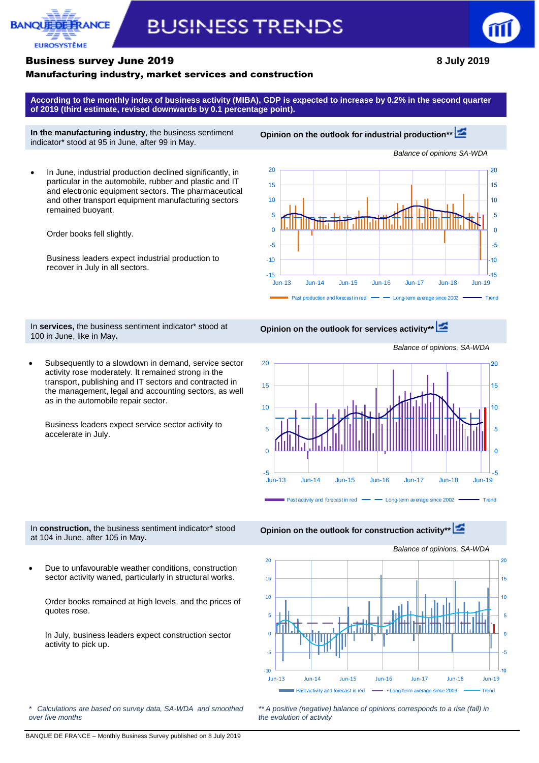BANQUE DE FRANCE
EUROSYSTÈME

# BUSINESS TRENDS

## Business survey June 2019

8 July 2019

### Manufacturing industry, market services and construction

**According to the monthly index of business activity (MIBA), GDP is expected to increase by 0.2% in the second quarter of 2019 (third estimate, revised downwards by 0.1 percentage point).**

**In the manufacturing industry**, the business sentiment indicator* stood at 95 in June, after 99 in May.

- In June, industrial production declined significantly, in particular in the automobile, rubber and plastic and IT and electronic equipment sectors. The pharmaceutical and other transport equipment manufacturing sectors remained buoyant.

  Order books fell slightly.

  Business leaders expect industrial production to recover in July in all sectors.

**Opinion on the outlook for industrial production****

*Balance of opinions SA-WDA*

Past production and forecast in red — Long-term average since 2002 — Trend

In **services,** the business sentiment indicator* stood at 100 in June, like in May**.**

- Subsequently to a slowdown in demand, service sector activity rose moderately. It remained strong in the transport, publishing and IT sectors and contracted in the management, legal and accounting sectors, as well as in the automobile repair sector.

  Business leaders expect service sector activity to accelerate in July.

**Opinion on the outlook for services activity****

*Balance of opinions, SA-WDA*

Past activity and forecast in red — Long-term average since 2002 — Trend

In **construction,** the business sentiment indicator* stood at 104 in June, after 105 in May**.**

- Due to unfavourable weather conditions, construction sector activity waned, particularly in structural works.

  Order books remained at high levels, and the prices of quotes rose.

  In July, business leaders expect construction sector activity to pick up.

**Opinion on the outlook for construction activity****

*Balance of opinions, SA-WDA*

Past activity and forecast in red — Long-term average since 2009 — Trend

*\* Calculations are based on survey data, SA-WDA and smoothed over five months*

*\*\* A positive (negative) balance of opinions corresponds to a rise (fall) in the evolution of activity*

BANQUE DE FRANCE – Monthly Business Survey published on 8 July 2019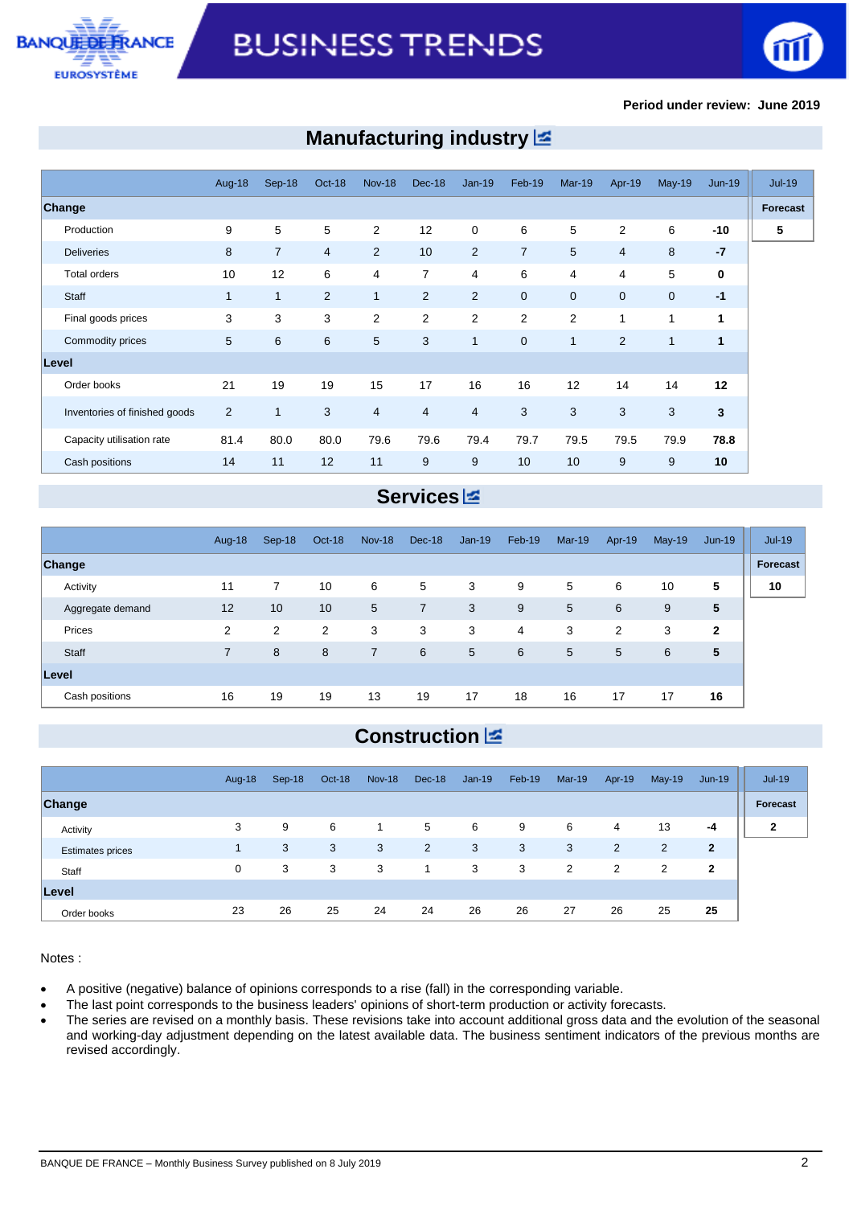Period under review: June 2019

## Manufacturing industry

| | Aug-18 | Sep-18 | Oct-18 | Nov-18 | Dec-18 | Jan-19 | Feb-19 | Mar-19 | Apr-19 | May-19 | Jun-19 | Jul-19 |
|---|---|---|---|---|---|---|---|---|---|---|---|---|
| **Change** | | | | | | | | | | | | **Forecast** |
| Production | 9 | 5 | 5 | 2 | 12 | 0 | 6 | 5 | 2 | 6 | **-10** | **5** |
| Deliveries | 8 | 7 | 4 | 2 | 10 | 2 | 7 | 5 | 4 | 8 | **-7** | |
| Total orders | 10 | 12 | 6 | 4 | 7 | 4 | 6 | 4 | 4 | 5 | **0** | |
| Staff | 1 | 1 | 2 | 1 | 2 | 2 | 0 | 0 | 0 | 0 | **-1** | |
| Final goods prices | 3 | 3 | 3 | 2 | 2 | 2 | 2 | 2 | 1 | 1 | **1** | |
| Commodity prices | 5 | 6 | 6 | 5 | 3 | 1 | 0 | 1 | 2 | 1 | **1** | |
| **Level** | | | | | | | | | | | | |
| Order books | 21 | 19 | 19 | 15 | 17 | 16 | 16 | 12 | 14 | 14 | **12** | |
| Inventories of finished goods | 2 | 1 | 3 | 4 | 4 | 4 | 3 | 3 | 3 | 3 | **3** | |
| Capacity utilisation rate | 81.4 | 80.0 | 80.0 | 79.6 | 79.6 | 79.4 | 79.7 | 79.5 | 79.5 | 79.9 | **78.8** | |
| Cash positions | 14 | 11 | 12 | 11 | 9 | 9 | 10 | 10 | 9 | 9 | **10** | |

## Services

| | Aug-18 | Sep-18 | Oct-18 | Nov-18 | Dec-18 | Jan-19 | Feb-19 | Mar-19 | Apr-19 | May-19 | Jun-19 | Jul-19 |
|---|---|---|---|---|---|---|---|---|---|---|---|---|
| **Change** | | | | | | | | | | | | **Forecast** |
| Activity | 11 | 7 | 10 | 6 | 5 | 3 | 9 | 5 | 6 | 10 | **5** | **10** |
| Aggregate demand | 12 | 10 | 10 | 5 | 7 | 3 | 9 | 5 | 6 | 9 | **5** | |
| Prices | 2 | 2 | 2 | 3 | 3 | 3 | 4 | 3 | 2 | 3 | **2** | |
| Staff | 7 | 8 | 8 | 7 | 6 | 5 | 6 | 5 | 5 | 6 | **5** | |
| **Level** | | | | | | | | | | | | |
| Cash positions | 16 | 19 | 19 | 13 | 19 | 17 | 18 | 16 | 17 | 17 | **16** | |

## Construction

| | Aug-18 | Sep-18 | Oct-18 | Nov-18 | Dec-18 | Jan-19 | Feb-19 | Mar-19 | Apr-19 | May-19 | Jun-19 | Jul-19 |
|---|---|---|---|---|---|---|---|---|---|---|---|---|
| **Change** | | | | | | | | | | | | **Forecast** |
| Activity | 3 | 9 | 6 | 1 | 5 | 6 | 9 | 6 | 4 | 13 | **-4** | **2** |
| Estimates prices | 1 | 3 | 3 | 3 | 2 | 3 | 3 | 3 | 2 | 2 | **2** | |
| Staff | 0 | 3 | 3 | 3 | 1 | 3 | 3 | 2 | 2 | 2 | **2** | |
| **Level** | | | | | | | | | | | | |
| Order books | 23 | 26 | 25 | 24 | 24 | 26 | 26 | 27 | 26 | 25 | **25** | |

Notes :

- A positive (negative) balance of opinions corresponds to a rise (fall) in the corresponding variable.
- The last point corresponds to the business leaders' opinions of short-term production or activity forecasts.
- The series are revised on a monthly basis. These revisions take into account additional gross data and the evolution of the seasonal and working-day adjustment depending on the latest available data. The business sentiment indicators of the previous months are revised accordingly.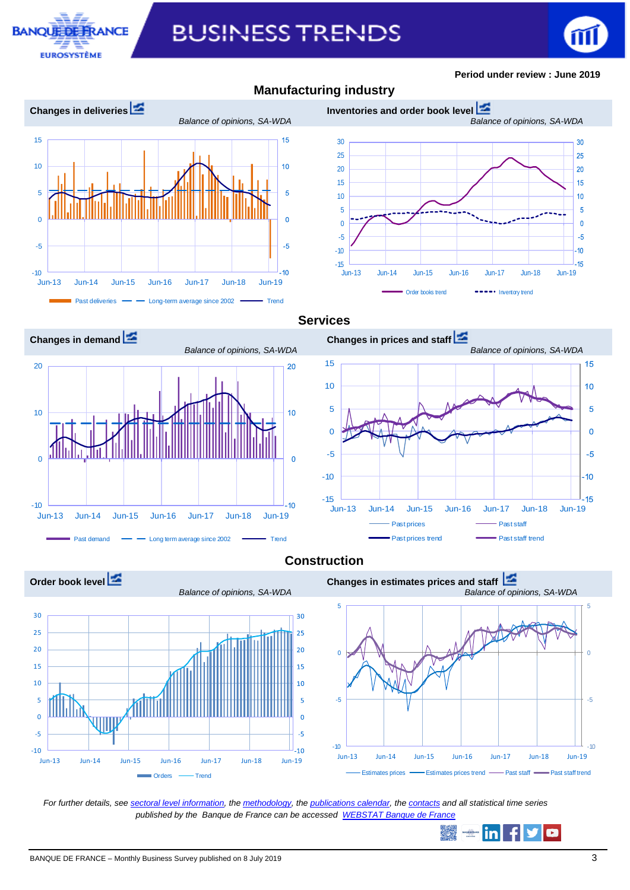Period under review : June 2019

## Manufacturing industry

### Changes in deliveries

*Balance of opinions, SA-WDA*

15
10
5
0
-5
-10

Jun-13 Jun-14 Jun-15 Jun-16 Jun-17 Jun-18 Jun-19

Past deliveries — Long-term average since 2002 — Trend

### Inventories and order book level

*Balance of opinions, SA-WDA*

30
25
20
15
10
5
0
-5
-10
-15

Jun-13 Jun-14 Jun-15 Jun-16 Jun-17 Jun-18 Jun-19

Order books trend — Inventory trend

## Services

### Changes in demand

*Balance of opinions, SA-WDA*

20
10
0
-10

Jun-13 Jun-14 Jun-15 Jun-16 Jun-17 Jun-18 Jun-19

Past demand — Long term average since 2002 — Trend

### Changes in prices and staff

*Balance of opinions, SA-WDA*

15
10
5
0
-5
-10
-15

Jun-13 Jun-14 Jun-15 Jun-16 Jun-17 Jun-18 Jun-19

Past prices — Past staff — Past prices trend — Past staff trend

## Construction

### Order book level

*Balance of opinions, SA-WDA*

30
25
20
15
10
5
0
-5
-10

Jun-13 Jun-14 Jun-15 Jun-16 Jun-17 Jun-18 Jun-19

Orders — Trend

### Changes in estimates prices and staff

*Balance of opinions, SA-WDA*

5
0
-5
-10

Jun-13 Jun-14 Jun-15 Jun-16 Jun-17 Jun-18 Jun-19

Estimates prices — Estimates prices trend — Past staff — Past staff trend

*For further details, see sectoral level information, the methodology, the publications calendar, the contacts and all statistical time series published by the Banque de France can be accessed WEBSTAT Banque de France*